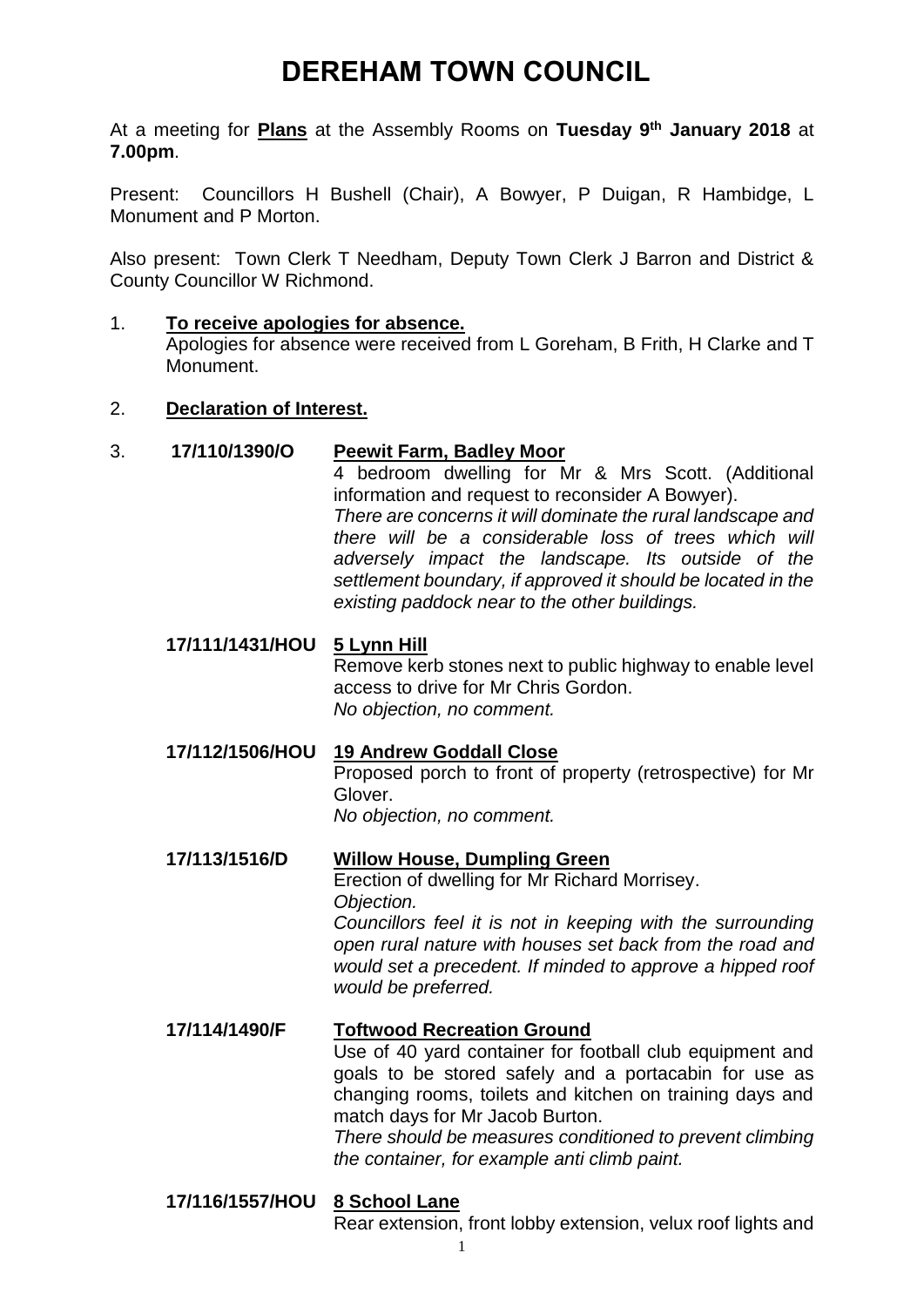# DEREHAM TOWN COUNCIL

At a meeting for **Plans** at the Assembly Rooms on **Tuesday 9th January 2018** at **7.00pm**.

Present: Councillors H Bushell (Chair), A Bowyer, P Duigan, R Hambidge, L Monument and P Morton.

Also present: Town Clerk T Needham, Deputy Town Clerk J Barron and District & County Councillor W Richmond.

1. **To receive apologies for absence.**
   Apologies for absence were received from L Goreham, B Frith, H Clarke and T Monument.

2. **Declaration of Interest.**

3. **17/110/1390/O** **Peewit Farm, Badley Moor**
   4 bedroom dwelling for Mr & Mrs Scott. (Additional information and request to reconsider A Bowyer).
   *There are concerns it will dominate the rural landscape and there will be a considerable loss of trees which will adversely impact the landscape. Its outside of the settlement boundary, if approved it should be located in the existing paddock near to the other buildings.*

   **17/111/1431/HOU** **5 Lynn Hill**
   Remove kerb stones next to public highway to enable level access to drive for Mr Chris Gordon.
   *No objection, no comment.*

   **17/112/1506/HOU** **19 Andrew Goddall Close**
   Proposed porch to front of property (retrospective) for Mr Glover.
   *No objection, no comment.*

   **17/113/1516/D** **Willow House, Dumpling Green**
   Erection of dwelling for Mr Richard Morrisey.
   *Objection.*
   *Councillors feel it is not in keeping with the surrounding open rural nature with houses set back from the road and would set a precedent. If minded to approve a hipped roof would be preferred.*

   **17/114/1490/F** **Toftwood Recreation Ground**
   Use of 40 yard container for football club equipment and goals to be stored safely and a portacabin for use as changing rooms, toilets and kitchen on training days and match days for Mr Jacob Burton.
   *There should be measures conditioned to prevent climbing the container, for example anti climb paint.*

   **17/116/1557/HOU** **8 School Lane**
   Rear extension, front lobby extension, velux roof lights and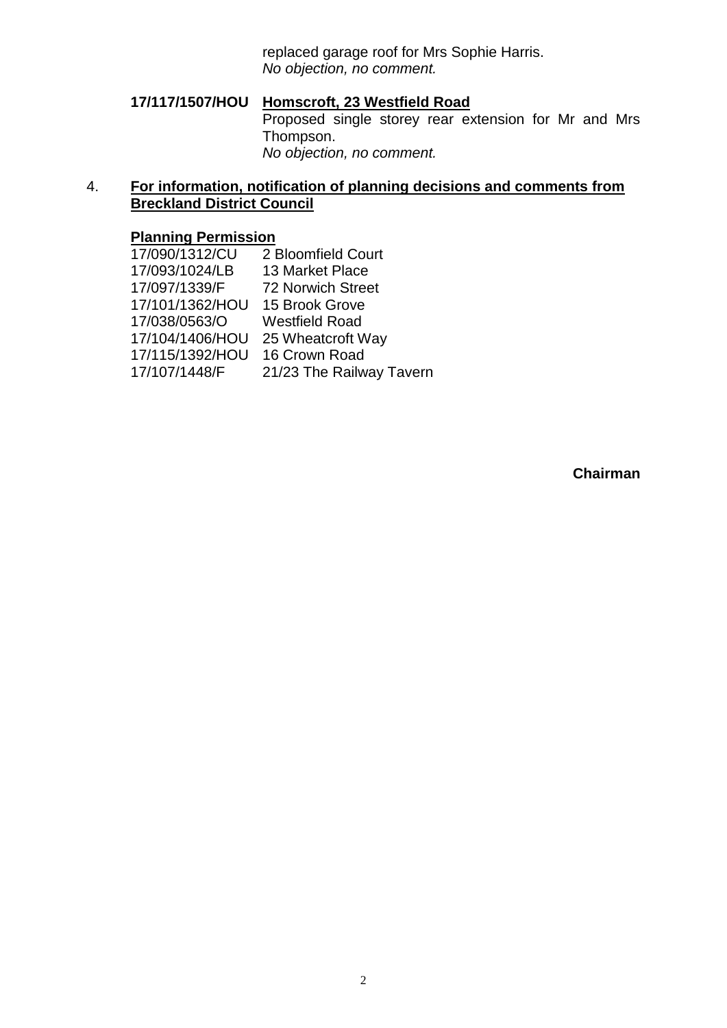replaced garage roof for Mrs Sophie Harris.
*No objection, no comment.*

**17/117/1507/HOU** **Homscroft, 23 Westfield Road**
Proposed single storey rear extension for Mr and Mrs Thompson.
*No objection, no comment.*

4. **For information, notification of planning decisions and comments from Breckland District Council**

**Planning Permission**

| | |
|---|---|
| 17/090/1312/CU | 2 Bloomfield Court |
| 17/093/1024/LB | 13 Market Place |
| 17/097/1339/F | 72 Norwich Street |
| 17/101/1362/HOU | 15 Brook Grove |
| 17/038/0563/O | Westfield Road |
| 17/104/1406/HOU | 25 Wheatcroft Way |
| 17/115/1392/HOU | 16 Crown Road |
| 17/107/1448/F | 21/23 The Railway Tavern |

**Chairman**